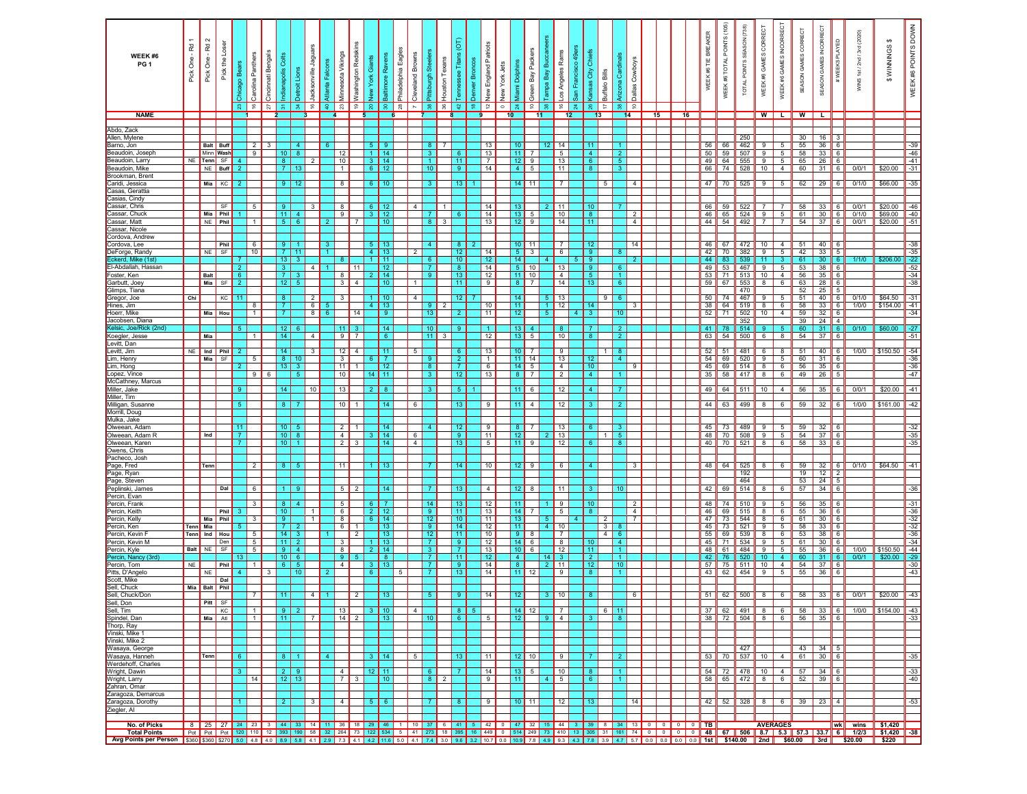| WEEK #6 PG 1 | Pick One - Rd 1 | Pick One - Rd 2 | Pick the Loser | 23 Chicago Bears | 16 Carolina Panthers | 27 Cincinnati Bengals | 31 Indianapolis Colts | 34 Detroit Lions | 16 Jacksonville Jaguars | 40 Atlanta Falcons | 23 Minnesota Vikings | 19 Washington Redskins | 20 New York Giants | 30 Baltimore Ravens | 28 Philadelphia Eagles | 7 Cleveland Browns | 38 Pittsburgh Steelers | 36 Houston Texans | 42 Tennessee Titans (OT) | 18 Denver Broncos | 12 New England Patriots | 0 New York Jets | 24 Miami Dolphins | 10 Green Bay Packers | 38 Tampa Bay Buccaneers | 16 Los Angeles Rams | 24 San Francisco 49ers | 26 Kansas City Chiefs | 17 Buffalo Bills | 38 Arizona Cardinals | 10 Dallas Cowboys | | | | | WEEK #6 TIE BREAKER | WEEK #6 TOTAL POINTS (105) | TOTAL POINTS SEASON (738) | WEEK #6 GAMES CORRECT | WEEK #6 GAMES INCORRECT | SEASON GAMES CORRECT | SEASON GAMES INCORRECT | # WEEKS PLAYED | WINS 1st / 2nd / 3rd (2020) | $ WINNINGS $ | WEEK #6 POINTS DOWN |
|---|---|---|---|---|---|---|---|---|---|---|---|---|---|---|---|---|---|---|---|---|---|---|---|---|---|---|---|---|---|---|---|---|---|---|---|---|---|---|---|---|---|---|---|---|---|---|
| NAME | | | | 1 | | 2 | | 3 | | 4 | | 5 | | 6 | | 7 | | 8 | | 9 | | 10 | | 11 | | 12 | | 13 | | 14 | | 15 | | 16 | | | | | W | L | W | L | | | | |
| Abdo, Zack | | | | | | | | | | | | | | | | | | | | | | | | | | | | | | | | | | | | | | | | | | | | | | |
| Allen, Mylene | | | | | | | | | | | | | | | | | | | | | | | | | | | | | | | | | | | | | | 250 | | | 30 | 16 | 3 | | | |
| Barno, Jon | | | | | 2 | 3 | | 4 | | 6 | | | 5 | 9 | | | 8 | 7 | | | 13 | | 10 | | 12 | 14 | | 11 | | 1 | | | | | | 56 | 66 | 462 | 9 | 5 | 55 | 36 | 6 | | | -39 |
| Beaudoin, Joseph | | Minn | Wash | | 9 | | 10 | 8 | | | 12 | | 1 | 14 | | | 3 | | 6 | | 13 | | 11 | 7 | | 5 | | 4 | | 2 | | | | | | 50 | 59 | 507 | 9 | 5 | 58 | 33 | 6 | | | -46 |
| Beaudoin, Larry | NE | Tenn | SF | 4 | | | 8 | | 2 | | 10 | | 3 | 14 | | | 1 | | 11 | | 7 | | 12 | 9 | | 13 | | 6 | | 5 | | | | | | 49 | 64 | 555 | 9 | 5 | 65 | 26 | 6 | | | -41 |
| Beaudoin, Mike | | NE | Buff | 2 | | | 7 | 13 | | | 1 | | 6 | 12 | | | 10 | | 9 | | 14 | | 4 | 5 | | 11 | | 8 | | 3 | | | | | | 66 | 74 | 528 | 10 | 4 | 60 | 31 | 6 | 0/0/1 | $20.00 | -31 |
| Brookman, Brent | | | | | | | | | | | | | | | | | | | | | | | | | | | | | | | | | | | | | | | | | | | | | | |
| Caridi, Jessica | | Mia | KC | 2 | | | 9 | 12 | | | 8 | | 6 | 10 | | | 3 | | 13 | 1 | | | 14 | 11 | | 7 | | | 5 | | 4 | | | | | 47 | 70 | 525 | 9 | 5 | 62 | 29 | 6 | 0/1/0 | $66.00 | -35 |
| Casas, Gerattia | | | | | | | | | | | | | | | | | | | | | | | | | | | | | | | | | | | | | | | | | | | | | | |
| Casas, Cindy | | | | | | | | | | | | | | | | | | | | | | | | | | | | | | | | | | | | | | | | | | | | | | |
| Cassar, Chris | | | SF | | 5 | | 9 | | 3 | | 8 | | 6 | 12 | | 4 | | 1 | | | 14 | | 13 | | 2 | 11 | | 10 | | 7 | | | | | | 66 | 59 | 522 | 7 | 7 | 58 | 33 | 6 | 0/0/1 | $20.00 | -46 |
| Cassar, Chuck | | Mia | Phil | 1 | | | 11 | 4 | | | 9 | | 3 | 12 | | | 7 | | 6 | | 14 | | 13 | 5 | | 10 | | 8 | | | 2 | | | | | 46 | 65 | 524 | 9 | 5 | 61 | 30 | 6 | 0/1/0 | $69.00 | -40 |
| Cassar, Matt | | NE | Phil | | 1 | | 5 | 6 | | 2 | | 7 | | 10 | | | 8 | 3 | | | 13 | | 12 | 9 | | 14 | | 11 | | | 4 | | | | | 44 | 54 | 492 | 7 | 7 | 54 | 37 | 6 | 0/0/1 | $20.00 | -51 |
| Cassar, Nicole | | | | | | | | | | | | | | | | | | | | | | | | | | | | | | | | | | | | | | | | | | | | | | |
| Cordova, Andrew | | | | | | | | | | | | | | | | | | | | | | | | | | | | | | | | | | | | | | | | | | | | | | |
| Cordova, Lee | | | Phil | | 6 | | 9 | 1 | | 3 | | | 5 | 13 | | | 4 | | 8 | 2 | | | 10 | 11 | | 7 | | 12 | | | 14 | | | | | 46 | 67 | 472 | 10 | 4 | 51 | 40 | 6 | | | -38 |
| DeForge, Randy | | NE | SF | | 10 | | 7 | 11 | | 1 | | | 4 | 13 | | 2 | | | 12 | | 14 | | 5 | 3 | | 6 | | 9 | | 8 | | | | | | 42 | 70 | 382 | 9 | 5 | 42 | 33 | 5 | | | -35 |
| Eckerd, Mike (1st) | | | | 7 | | | 13 | 3 | | | 8 | | 1 | 11 | | | 6 | | 10 | | 12 | | 14 | | 4 | | 5 | 9 | | | 2 | | | | | 44 | 83 | 539 | 11 | 3 | 61 | 30 | 6 | 1/1/0 | $206.00 | -22 |
| El-Abdallah, Hassan | | | | 2 | | | 3 | | 4 | 1 | | 11 | | 12 | | | 7 | | 8 | | 14 | | 5 | 10 | | 13 | | 9 | | 6 | | | | | | 49 | 53 | 467 | 9 | 5 | 53 | 38 | 6 | | | -52 |
| Foster, Ken | | Balt | | 6 | | | 7 | 3 | | | 8 | | 2 | 14 | | | 9 | | 13 | | 12 | | 11 | 10 | | 4 | | 5 | | 1 | | | | | | 53 | 71 | 513 | 10 | 4 | 56 | 35 | 6 | | | -34 |
| Garbutt, Joey | | Mia | SF | 2 | | | 12 | 5 | | | 3 | 4 | | 10 | | 1 | | | 11 | | 9 | | 8 | 7 | | 14 | | 13 | | 6 | | | | | | 59 | 67 | 553 | 8 | 6 | 63 | 28 | 6 | | | -38 |
| Glimps, Tiana | | | | | | | | | | | | | | | | | | | | | | | | | | | | | | | | | | | | | | 470 | | | 52 | 25 | 5 | | | |
| Gregor, Joe | Chi | | KC | 11 | | | 8 | | 2 | | 3 | | 1 | 10 | | 4 | | | 12 | 7 | | | 14 | | 5 | 13 | | | 9 | 6 | | | | | | 50 | 74 | 467 | 9 | 5 | 51 | 40 | 6 | 0/1/0 | $64.50 | -31 |
| Hines, Jim | | | | | 8 | | 7 | | 6 | 5 | | | 4 | 13 | | | 9 | 2 | | | 10 | | 11 | | 1 | 12 | | 14 | | | 3 | | | | | 38 | 64 | 519 | 8 | 6 | 58 | 33 | 6 | 1/0/0 | $154.00 | -41 |
| Hoerr, Mike | | Mia | Hou | | 1 | | 7 | | 8 | 6 | | 14 | | 9 | | | 13 | | 2 | | 11 | | 12 | | 5 | | 4 | 3 | | 10 | | | | | | 52 | 71 | 502 | 10 | 4 | 59 | 32 | 6 | | | -34 |
| Jacobsen, Diana | | | | | | | | | | | | | | | | | | | | | | | | | | | | | | | | | | | | | | 352 | | | 39 | 24 | 4 | | | |
| Kelsic, Joe/Rick (2nd) | | | | 5 | | | 12 | 6 | | | 11 | 3 | | 14 | | | 10 | | 9 | | 1 | | 13 | 4 | | 8 | | 7 | | 2 | | | | | | 41 | 78 | 514 | 9 | 5 | 60 | 31 | 6 | 0/1/0 | $60.00 | -27 |
| Koegler, Jesse | | Mia | | | 1 | | 14 | | 4 | | 9 | 7 | | 6 | | | 11 | 3 | | | 12 | | 13 | 5 | | 10 | | 8 | | 2 | | | | | | 63 | 54 | 500 | 6 | 8 | 54 | 37 | 6 | | | -51 |
| Levitt, Dan | | | | | | | | | | | | | | | | | | | | | | | | | | | | | | | | | | | | | | | | | | | | | | |
| Levitt, Jim | NE | Ind | Phil | 2 | | | 14 | | 3 | | 12 | 4 | | 11 | | 5 | | | 6 | | 13 | | 10 | 7 | | 9 | | | 1 | 8 | | | | | | 52 | 51 | 481 | 6 | 8 | 51 | 40 | 6 | 1/0/0 | $150.50 | -54 |
| Lim, Henry | | Mia | SF | | 5 | | 8 | 10 | | | 3 | | 6 | 7 | | | 9 | | 2 | | 1 | | 11 | 14 | | 13 | | 12 | | 4 | | | | | | 54 | 69 | 520 | 9 | 5 | 60 | 31 | 6 | | | -36 |
| Lim, Hong | | | | 2 | | | 13 | 3 | | | 11 | 1 | | 12 | | | 8 | | 7 | | 6 | | 14 | 5 | | 4 | | 10 | | | 9 | | | | | 45 | 69 | 514 | 8 | 6 | 56 | 35 | 6 | | | -36 |
| Lopez, Vince | | | | | 9 | 6 | | 5 | | | 10 | | 14 | 11 | | | 3 | | 12 | | 13 | | 8 | 7 | | 2 | | 4 | | 1 | | | | | | 35 | 58 | 417 | 8 | 6 | 49 | 26 | 5 | | | -47 |
| McCathney, Marcus | | | | | | | | | | | | | | | | | | | | | | | | | | | | | | | | | | | | | | | | | | | | | | |
| Miller, Jake | | | | 9 | | | 14 | | 10 | | 13 | | 2 | 8 | | | 3 | | 5 | 1 | | | 11 | 6 | | 12 | | 4 | | 7 | | | | | | 49 | 64 | 511 | 10 | 4 | 56 | 35 | 6 | 0/0/1 | $20.00 | -41 |
| Miller, Tim | | | | | | | | | | | | | | | | | | | | | | | | | | | | | | | | | | | | | | | | | | | | | | |
| Milligan, Susanne | | | | 5 | | | 8 | 7 | | | 10 | 1 | | 14 | | 6 | | | 13 | | 9 | | 11 | 4 | | 12 | | 3 | | 2 | | | | | | 44 | 63 | 499 | 8 | 6 | 59 | 32 | 6 | 1/0/0 | $161.00 | -42 |
| Morrill, Doug | | | | | | | | | | | | | | | | | | | | | | | | | | | | | | | | | | | | | | | | | | | | | | |
| Mulka, Jake | | | | | | | | | | | | | | | | | | | | | | | | | | | | | | | | | | | | | | | | | | | | | | |
| Olweean, Adam | | | | 11 | | | 10 | 5 | | | 2 | 1 | | 14 | | | 4 | | 12 | | 9 | | 8 | 7 | | 13 | | 6 | | 3 | | | | | | 45 | 73 | 489 | 9 | 5 | 59 | 32 | 6 | | | -32 |
| Olweean, Adam R | | Ind | | 7 | | | 10 | 8 | | | 4 | | 3 | 14 | | 6 | | | 9 | | 11 | | 12 | | 2 | 13 | | | 1 | 5 | | | | | | 48 | 70 | 508 | 9 | 5 | 54 | 37 | 6 | | | -35 |
| Olweean, Karen | | | | 7 | | | 10 | 1 | | | 2 | 3 | | 14 | | 4 | | | 13 | | 5 | | 11 | 9 | | 12 | | 6 | | 8 | | | | | | 40 | 70 | 521 | 8 | 6 | 58 | 33 | 6 | | | -35 |
| Owens, Chris | | | | | | | | | | | | | | | | | | | | | | | | | | | | | | | | | | | | | | | | | | | | | | |
| Pacheco, Josh | | | | | | | | | | | | | | | | | | | | | | | | | | | | | | | | | | | | | | | | | | | | | | |
| Page, Fred | | Tenn | | | 2 | | 8 | 5 | | | 11 | | 1 | 13 | | | 7 | | 14 | | 10 | | 12 | 9 | | 6 | | 4 | | | 3 | | | | | 48 | 64 | 525 | 8 | 6 | 59 | 32 | 6 | 0/1/0 | $64.50 | -41 |
| Page, Ryan | | | | | | | | | | | | | | | | | | | | | | | | | | | | | | | | | | | | | | 192 | | | 19 | 12 | 2 | | | |
| Page, Steven | | | | | | | | | | | | | | | | | | | | | | | | | | | | | | | | | | | | | | 464 | | | 53 | 24 | 5 | | | |
| Peplinski, James | | | Dal | | 6 | | 1 | 9 | | | 5 | 2 | | 14 | | | 7 | | 13 | | 4 | | 12 | 8 | | 11 | | 3 | | 10 | | | | | | 42 | 69 | 514 | 8 | 6 | 57 | 34 | 6 | | | -36 |
| Percin, Evan | | | | | | | | | | | | | | | | | | | | | | | | | | | | | | | | | | | | | | | | | | | | | | |
| Percin, Frank | | | | | 3 | | 8 | 4 | | | 5 | | 6 | 7 | | | 14 | | 13 | | 12 | | 11 | | 1 | 9 | | 10 | | | 2 | | | | | 48 | 74 | 510 | 9 | 5 | 56 | 35 | 6 | | | -31 |
| Percin, Keith | | | Phil | 3 | | | 10 | | 1 | | 6 | | 2 | 12 | | | 9 | | 11 | | 13 | | 14 | 7 | | 5 | | 8 | | | 4 | | | | | 46 | 69 | 515 | 8 | 6 | 55 | 36 | 6 | | | -36 |
| Percin, Kelly | | Mia | Phil | | 3 | | 9 | | 1 | | 8 | | 6 | 14 | | | 12 | | 10 | | 11 | | 13 | | | 5 | 4 | | 2 | | 7 | | | | | 47 | 73 | 544 | 8 | 6 | 61 | 30 | 6 | | | -32 |
| Percin, Ken | Tenn | Mia | | 5 | | | 7 | 2 | | | 6 | 1 | | 13 | | | 9 | | 14 | | 12 | | 11 | | 4 | 10 | | | 3 | 8 | | | | | | 45 | 73 | 521 | 9 | 5 | 58 | 33 | 6 | | | -32 |
| Percin, Kevin F | Tenn | Ind | Hou | | 5 | | 14 | 3 | | 1 | | 2 | | 13 | | | 12 | | 11 | | 10 | | 9 | 8 | | 7 | | | 4 | 6 | | | | | | 55 | 69 | 539 | 8 | 6 | 53 | 38 | 6 | | | -36 |
| Percin, Kevin M | | | Den | | 5 | | 11 | 2 | | | 3 | | 1 | 13 | | | 7 | | 9 | | 12 | | 14 | 6 | | 8 | | 10 | | 4 | | | | | | 45 | 71 | 534 | 9 | 5 | 61 | 30 | 6 | | | -34 |
| Percin, Kyle | Balt | NE | SF | | 5 | | 9 | 4 | | | 8 | | 2 | 14 | | | 3 | | 7 | | 13 | | 10 | 6 | | 12 | | 11 | | 1 | | | | | | 48 | 61 | 484 | 9 | 5 | 55 | 36 | 6 | 1/0/0 | $150.50 | -44 |
| Percin, Nancy (3rd) | | | | 13 | | | 10 | 6 | | | 9 | 5 | | 8 | | | 7 | | 11 | | 12 | | 4 | | | 14 | 3 | 2 | | 1 | | | | | | 42 | 76 | 520 | 10 | 4 | 60 | 31 | 6 | 0/0/1 | $20.00 | -29 |
| Percin, Tom | NE | | Phil | | 1 | | 6 | 5 | | | 4 | | 3 | 13 | | | 7 | | 9 | | 14 | | 8 | | 2 | 11 | | 12 | | 10 | | | | | | 57 | 75 | 511 | 10 | 4 | 54 | 37 | 6 | | | -30 |
| Pitts, D'Angelo | | NE | | 4 | | 3 | | 10 | | 2 | | | 6 | | 5 | | 7 | | 13 | | 14 | | 11 | 12 | | 9 | | 8 | | 1 | | | | | | 43 | 62 | 454 | 9 | 5 | 55 | 36 | 6 | | | -43 |
| Scott, Mike | | | Dal | | | | | | | | | | | | | | | | | | | | | | | | | | | | | | | | | | | | | | | | | | | |
| Sell, Chuck | Mia | Balt | Phil | | | | | | | | | | | | | | | | | | | | | | | | | | | | | | | | | | | | | | | | | | | |
| Sell, Chuck/Don | | | | | 7 | | 11 | | 4 | 1 | | 2 | | 13 | | | 5 | | 9 | | 14 | | 12 | | 3 | 10 | | 8 | | | 6 | | | | | 51 | 62 | 500 | 8 | 6 | 58 | 33 | 6 | 0/0/1 | $20.00 | -43 |
| Sell, Don | | Pitt | SF | | | | | | | | | | | | | | | | | | | | | | | | | | | | | | | | | | | | | | | | | | | |
| Sell, Tim | | | KC | | 1 | | 9 | 2 | | | 13 | | 3 | 10 | | 4 | | | 8 | 5 | | | 14 | 12 | | 7 | | | 6 | 11 | | | | | | 37 | 62 | 491 | 8 | 6 | 58 | 33 | 6 | 1/0/0 | $154.00 | -43 |
| Spindel, Dan | | Mia | Atl | | 1 | | 11 | | 7 | | 14 | 2 | | 13 | | | 10 | | 6 | | 5 | | 12 | | 9 | 4 | | 3 | | 8 | | | | | | 38 | 72 | 504 | 8 | 6 | 56 | 35 | 6 | | | -33 |
| Thorp, Ray | | | | | | | | | | | | | | | | | | | | | | | | | | | | | | | | | | | | | | | | | | | | | | |
| Vinski, Mike 1 | | | | | | | | | | | | | | | | | | | | | | | | | | | | | | | | | | | | | | | | | | | | | | |
| Vinski, Mike 2 | | | | | | | | | | | | | | | | | | | | | | | | | | | | | | | | | | | | | | | | | | | | | | |
| Wasaya, George | | | | | | | | | | | | | | | | | | | | | | | | | | | | | | | | | | | | | | 427 | | | 43 | 34 | 5 | | | |
| Wasaya, Hanneh | | Tenn | | 6 | | | 8 | 1 | | 4 | | | 3 | 14 | | 5 | | | 13 | | 11 | | 12 | 10 | | 9 | | 7 | | 2 | | | | | | 53 | 70 | 537 | 10 | 4 | 61 | 30 | 6 | | | -35 |
| Werdehoff, Charles | | | | | | | | | | | | | | | | | | | | | | | | | | | | | | | | | | | | | | | | | | | | | | |
| Wright, Dawin | | | | 3 | | | 2 | 9 | | | 4 | | 12 | 11 | | | 6 | | 7 | | 14 | | 13 | 5 | | 10 | | 8 | | 1 | | | | | | 54 | 72 | 478 | 10 | 4 | 57 | 34 | 6 | | | -33 |
| Wright, Larry | | | | | 14 | | 12 | 13 | | | 7 | 3 | | 10 | | | 8 | 2 | | | 9 | | 11 | | 4 | 5 | | 6 | | 1 | | | | | | 58 | 65 | 472 | 8 | 6 | 52 | 39 | 6 | | | -40 |
| Zahran, Omar | | | | | | | | | | | | | | | | | | | | | | | | | | | | | | | | | | | | | | | | | | | | | | |
| Zaragoza, Demarcus | | | | | | | | | | | | | | | | | | | | | | | | | | | | | | | | | | | | | | | | | | | | | | |
| Zaragoza, Dorothy | | | | 1 | | | 2 | | 3 | | 4 | | 5 | 6 | | | 7 | | 8 | | 9 | | 10 | 11 | | 12 | | 13 | | | 14 | | | | | 42 | 52 | 328 | 8 | 6 | 39 | 23 | 4 | | | -53 |
| Ziegler, Al | | | | | | | | | | | | | | | | | | | | | | | | | | | | | | | | | | | | | | | | | | | | | | |
| **No. of Picks** | 8 | 25 | 27 | 24 | 23 | 3 | 44 | 33 | 14 | 11 | 36 | 18 | 29 | 46 | 1 | 10 | 37 | 6 | 41 | 5 | 42 | 0 | 47 | 32 | 15 | 44 | 3 | 39 | 8 | 34 | 13 | 0 | 0 | 0 | 0 | TB | | | AVERAGES | | | | wk | wins | $1,420 | |
| **Total Points** | Pot | Pot | Pot | 120 | 110 | 12 | 393 | 190 | 58 | 32 | 264 | 73 | 122 | 534 | 5 | 41 | 273 | 18 | 395 | 16 | 449 | 0 | 514 | 249 | 73 | 410 | 13 | 305 | 31 | 161 | 74 | 0 | 0 | 0 | 0 | 48 | 67 | 506 | 8.7 | 5.3 | 57.3 | 33.7 | 6 | 1/2/3 | $1,420 | -38 |
| **Avg Points per Person** | $360 | $360 | $270 | 5.0 | 4.8 | 4.0 | 8.9 | 5.8 | 4.1 | 2.9 | 7.3 | 4.1 | 4.2 | 11.6 | 5.0 | 4.1 | 7.4 | 3.0 | 9.6 | 3.2 | 10.7 | 0.0 | 10.9 | 7.8 | 4.9 | 9.3 | 4.3 | 7.8 | 3.9 | 4.7 | 5.7 | 0.0 | 0.0 | 0.0 | 0.0 | 1st | $140.00 | | 2nd | | $60.00 | 3rd | | $20.00 | $220 | |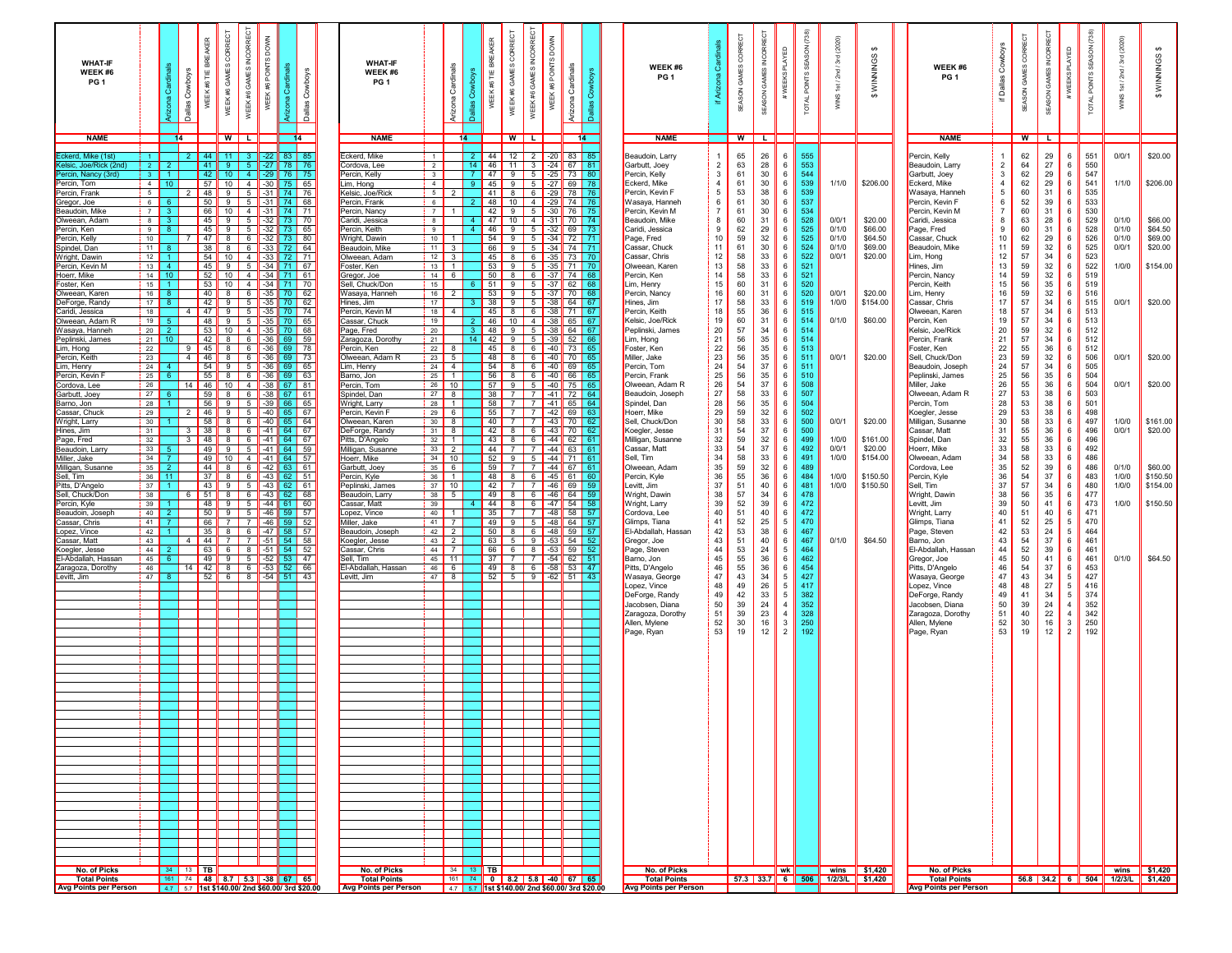## WHAT-IF WEEK #6 PG 1

| NAME | # | Arizona Cardinals | Dallas Cowboys | WEEK #6 TIE BREAKER | WEEK #6 GAMES CORRECT | WEEK #6 GAMES INCORRECT | WEEK #6 POINTS DOWN | Arizona Cardinals | Dallas Cowboys |
|---|---|---|---|---|---|---|---|---|---|
| NAME | | 14 | | | W | L | | | 14 |
| Eckerd, Mike (1st) | 1 | | 2 | 44 | 11 | 3 | -22 | 83 | 85 |
| Kelsic, Joe/Rick (2nd) | 2 | 2 | | 41 | 9 | 5 | -27 | 78 | 76 |
| Percin, Nancy (3rd) | 3 | 1 | | 42 | 10 | 4 | -29 | 76 | 75 |
| Percin, Tom | 4 | 10 | | 57 | 10 | 4 | -30 | 75 | 65 |
| Percin, Frank | 5 | | 2 | 48 | 9 | 5 | -31 | 74 | 76 |
| Gregor, Joe | 6 | 6 | | 50 | 9 | 5 | -31 | 74 | 68 |
| Beaudoin, Mike | 7 | 3 | | 66 | 10 | 4 | -31 | 74 | 71 |
| Olweean, Adam | 8 | 3 | | 45 | 9 | 5 | -32 | 73 | 70 |
| Percin, Ken | 9 | 8 | | 45 | 9 | 5 | -32 | 73 | 65 |
| Percin, Kelly | 10 | | 7 | 47 | 8 | 6 | -32 | 73 | 80 |
| Spindel, Dan | 11 | 8 | | 38 | 8 | 6 | -33 | 72 | 64 |
| Wright, Dawin | 12 | 1 | | 54 | 10 | 4 | -33 | 72 | 71 |
| Percin, Kevin M | 13 | 4 | | 45 | 9 | 5 | -34 | 71 | 67 |
| Hoerr, Mike | 14 | 10 | | 52 | 10 | 4 | -34 | 71 | 61 |
| Foster, Ken | 15 | 1 | | 53 | 10 | 4 | -34 | 71 | 70 |
| Olweean, Karen | 16 | 8 | | 40 | 8 | 6 | -35 | 70 | 62 |
| DeForge, Randy | 17 | 8 | | 42 | 9 | 5 | -35 | 70 | 62 |
| Caridi, Jessica | 18 | | 4 | 47 | 9 | 5 | -35 | 70 | 74 |
| Olweean, Adam R | 19 | 5 | | 48 | 9 | 5 | -35 | 70 | 65 |
| Wasaya, Hanneh | 20 | 2 | | 53 | 10 | 4 | -35 | 70 | 68 |
| Peplinski, James | 21 | 10 | | 42 | 8 | 6 | -36 | 69 | 59 |
| Lim, Hong | 22 | | 9 | 45 | 8 | 6 | -36 | 69 | 78 |
| Percin, Keith | 23 | | 4 | 46 | 8 | 6 | -36 | 69 | 73 |
| Lim, Henry | 24 | 4 | | 54 | 9 | 5 | -36 | 69 | 65 |
| Percin, Kevin F | 25 | 6 | | 55 | 8 | 6 | -36 | 69 | 63 |
| Cordova, Lee | 26 | | 14 | 46 | 10 | 4 | -38 | 67 | 81 |
| Garbutt, Joey | 27 | 6 | | 59 | 8 | 6 | -38 | 67 | 61 |
| Barno, Jon | 28 | 1 | | 56 | 9 | 5 | -39 | 66 | 65 |
| Cassar, Chuck | 29 | | 2 | 46 | 9 | 5 | -40 | 65 | 67 |
| Wright, Larry | 30 | 1 | | 58 | 8 | 6 | -40 | 65 | 64 |
| Hines, Jim | 31 | | 3 | 38 | 8 | 6 | -41 | 64 | 67 |
| Page, Fred | 32 | | 3 | 48 | 8 | 6 | -41 | 64 | 67 |
| Beaudoin, Larry | 33 | 5 | | 49 | 9 | 5 | -41 | 64 | 59 |
| Miller, Jake | 34 | 7 | | 49 | 10 | 4 | -41 | 64 | 57 |
| Milligan, Susanne | 35 | 2 | | 44 | 8 | 6 | -42 | 63 | 61 |
| Sell, Tim | 36 | 11 | | 37 | 8 | 6 | -43 | 62 | 51 |
| Pitts, D'Angelo | 37 | 1 | | 43 | 9 | 5 | -43 | 62 | 61 |
| Sell, Chuck/Don | 38 | | 6 | 51 | 8 | 6 | -43 | 62 | 68 |
| Percin, Kyle | 39 | 1 | | 48 | 9 | 5 | -44 | 61 | 60 |
| Beaudoin, Joseph | 40 | 2 | | 50 | 9 | 5 | -46 | 59 | 57 |
| Cassar, Chris | 41 | 7 | | 66 | 7 | 7 | -46 | 59 | 52 |
| Lopez, Vince | 42 | 1 | | 35 | 8 | 6 | -47 | 58 | 57 |
| Cassar, Matt | 43 | | 4 | 44 | 7 | 7 | -51 | 54 | 58 |
| Koegler, Jesse | 44 | 2 | | 63 | 6 | 8 | -51 | 54 | 52 |
| El-Abdallah, Hassan | 45 | 6 | | 49 | 9 | 5 | -52 | 53 | 47 |
| Zaragoza, Dorothy | 46 | | 14 | 42 | 8 | 6 | -53 | 52 | 66 |
| Levitt, Jim | 47 | 8 | | 52 | 6 | 8 | -54 | 51 | 43 |
| No. of Picks | | 34 | 13 | TB | | | | | |
| Total Points | | 161 | 74 | 48 | 8.7 | 5.3 | -38 | 67 | 65 |
| Avg Points per Person | | 4.7 | 5.7 | 1st $140.00/ 2nd $60.00/ 3rd $20.00 | | | | | |

## WHAT-IF WEEK #6 PG 1

| NAME | # | Arizona Cardinals | Dallas Cowboys | WEEK #6 TIE BREAKER | WEEK #6 GAMES CORRECT | WEEK #6 GAMES INCORRECT | WEEK #6 POINTS DOWN | Arizona Cardinals | Dallas Cowboys |
|---|---|---|---|---|---|---|---|---|---|
| NAME | | 14 | | | W | L | | | 14 |
| Eckerd, Mike | 1 | | 2 | 44 | 12 | 2 | -20 | 83 | 85 |
| Cordova, Lee | 2 | | 14 | 46 | 11 | 3 | -24 | 67 | 81 |
| Percin, Kelly | 3 | | 7 | 47 | 9 | 5 | -25 | 73 | 80 |
| Lim, Hong | 4 | | 9 | 45 | 9 | 5 | -27 | 69 | 78 |
| Kelsic, Joe/Rick | 5 | 2 | | 41 | 8 | 6 | -29 | 78 | 76 |
| Percin, Frank | 6 | | 2 | 48 | 10 | 4 | -29 | 74 | 76 |
| Percin, Nancy | 7 | 1 | | 42 | 9 | 5 | -30 | 76 | 75 |
| Caridi, Jessica | 8 | | 4 | 47 | 10 | 4 | -31 | 70 | 74 |
| Percin, Keith | 9 | | 4 | 46 | 9 | 5 | -32 | 69 | 73 |
| Wright, Dawin | 10 | 1 | | 54 | 9 | 5 | -34 | 72 | 71 |
| Beaudoin, Mike | 11 | 3 | | 66 | 9 | 5 | -34 | 74 | 71 |
| Olweean, Adam | 12 | 3 | | 45 | 8 | 6 | -35 | 73 | 70 |
| Foster, Ken | 13 | 1 | | 53 | 9 | 5 | -35 | 71 | 70 |
| Gregor, Joe | 14 | 6 | | 50 | 8 | 6 | -37 | 74 | 68 |
| Sell, Chuck/Don | 15 | | 6 | 51 | 9 | 5 | -37 | 62 | 68 |
| Wasaya, Hanneh | 16 | 2 | | 53 | 9 | 5 | -37 | 70 | 68 |
| Hines, Jim | 17 | | 3 | 38 | 9 | 5 | -38 | 64 | 67 |
| Percin, Kevin M | 18 | 4 | | 45 | 8 | 6 | -38 | 71 | 67 |
| Cassar, Chuck | 19 | | 2 | 46 | 10 | 4 | -38 | 65 | 67 |
| Page, Fred | 20 | | 3 | 48 | 9 | 5 | -38 | 64 | 67 |
| Zaragoza, Dorothy | 21 | | 14 | 42 | 9 | 5 | -39 | 52 | 66 |
| Percin, Ken | 22 | 8 | | 45 | 8 | 6 | -40 | 73 | 65 |
| Olweean, Adam R | 23 | 5 | | 48 | 8 | 6 | -40 | 70 | 65 |
| Lim, Henry | 24 | 4 | | 54 | 8 | 6 | -40 | 69 | 65 |
| Barno, Jon | 25 | 1 | | 56 | 8 | 6 | -40 | 66 | 65 |
| Percin, Tom | 26 | 10 | | 57 | 9 | 5 | -40 | 75 | 65 |
| Spindel, Dan | 27 | 8 | | 38 | 7 | 7 | -41 | 72 | 64 |
| Wright, Larry | 28 | 1 | | 58 | 7 | 7 | -41 | 65 | 64 |
| Percin, Kevin F | 29 | 6 | | 55 | 7 | 7 | -42 | 69 | 63 |
| Olweean, Karen | 30 | 8 | | 40 | 7 | 7 | -43 | 70 | 62 |
| DeForge, Randy | 31 | 8 | | 42 | 8 | 6 | -43 | 70 | 62 |
| Pitts, D'Angelo | 32 | 1 | | 43 | 8 | 6 | -44 | 62 | 61 |
| Milligan, Susanne | 33 | 2 | | 44 | 7 | 7 | -44 | 63 | 61 |
| Hoerr, Mike | 34 | 10 | | 52 | 9 | 5 | -44 | 71 | 61 |
| Garbutt, Joey | 35 | 6 | | 59 | 7 | 7 | -44 | 67 | 61 |
| Percin, Kyle | 36 | 1 | | 48 | 8 | 6 | -45 | 61 | 60 |
| Peplinski, James | 37 | 10 | | 42 | 7 | 7 | -46 | 69 | 59 |
| Beaudoin, Larry | 38 | 5 | | 49 | 8 | 6 | -46 | 64 | 59 |
| Cassar, Matt | 39 | | 4 | 44 | 8 | 6 | -47 | 54 | 58 |
| Lopez, Vince | 40 | 1 | | 35 | 7 | 7 | -48 | 58 | 57 |
| Miller, Jake | 41 | 7 | | 49 | 9 | 5 | -48 | 64 | 57 |
| Beaudoin, Joseph | 42 | 2 | | 50 | 8 | 6 | -48 | 59 | 57 |
| Koegler, Jesse | 43 | 2 | | 63 | 5 | 9 | -53 | 54 | 52 |
| Cassar, Chris | 44 | 7 | | 66 | 6 | 8 | -53 | 59 | 52 |
| Sell, Tim | 45 | 11 | | 37 | 7 | 7 | -54 | 62 | 51 |
| El-Abdallah, Hassan | 46 | 6 | | 49 | 8 | 6 | -58 | 53 | 47 |
| Levitt, Jim | 47 | 8 | | 52 | 5 | 9 | -62 | 51 | 43 |
| No. of Picks | | 34 | 13 | TB | | | | | |
| Total Points | | 161 | 74 | 0 | 8.2 | 5.8 | -40 | 67 | 65 |
| Avg Points per Person | | 4.7 | 5.7 | 1st $140.00/ 2nd $60.00/ 3rd $20.00 | | | | | |

## WEEK #6 PG 1 — If Arizona Cardinals

| NAME | # | SEASON GAMES CORRECT | SEASON GAMES INCORRECT | # WEEKS PLAYED | TOTAL POINTS SEASON (738) | WINS 1st / 2nd / 3rd (2020) | $ WINNINGS $ |
|---|---|---|---|---|---|---|---|
| NAME | | W | L | | | | |
| Beaudoin, Larry | 1 | 65 | 26 | 6 | 555 | | |
| Garbutt, Joey | 2 | 63 | 28 | 6 | 553 | | |
| Percin, Kelly | 3 | 61 | 30 | 6 | 544 | | |
| Eckerd, Mike | 4 | 61 | 30 | 6 | 539 | 1/1/0 | $206.00 |
| Percin, Kevin F | 5 | 53 | 38 | 6 | 539 | | |
| Wasaya, Hanneh | 6 | 61 | 30 | 6 | 537 | | |
| Percin, Kevin M | 7 | 61 | 30 | 6 | 534 | | |
| Beaudoin, Mike | 8 | 60 | 31 | 6 | 528 | 0/0/1 | $20.00 |
| Caridi, Jessica | 9 | 62 | 29 | 6 | 525 | 0/1/0 | $66.00 |
| Page, Fred | 10 | 59 | 32 | 6 | 525 | 0/1/0 | $64.50 |
| Cassar, Chuck | 11 | 61 | 30 | 6 | 524 | 0/1/0 | $69.00 |
| Cassar, Chris | 12 | 58 | 33 | 6 | 522 | 0/0/1 | $20.00 |
| Olweean, Karen | 13 | 58 | 33 | 6 | 521 | | |
| Percin, Ken | 14 | 58 | 33 | 6 | 521 | | |
| Lim, Henry | 15 | 60 | 31 | 6 | 520 | | |
| Percin, Nancy | 16 | 60 | 31 | 6 | 520 | 0/0/1 | $20.00 |
| Hines, Jim | 17 | 58 | 33 | 6 | 519 | 1/0/0 | $154.00 |
| Percin, Keith | 18 | 55 | 36 | 6 | 515 | | |
| Kelsic, Joe/Rick | 19 | 60 | 31 | 6 | 514 | 0/1/0 | $60.00 |
| Peplinski, James | 20 | 57 | 34 | 6 | 514 | | |
| Lim, Hong | 21 | 56 | 35 | 6 | 514 | | |
| Foster, Ken | 22 | 56 | 35 | 6 | 513 | | |
| Miller, Jake | 23 | 56 | 35 | 6 | 511 | 0/0/1 | $20.00 |
| Percin, Tom | 24 | 54 | 37 | 6 | 511 | | |
| Percin, Frank | 25 | 56 | 35 | 6 | 510 | | |
| Olweean, Adam R | 26 | 54 | 37 | 6 | 508 | | |
| Beaudoin, Joseph | 27 | 54 | 37 | 6 | 507 | | |
| Spindel, Dan | 28 | 56 | 35 | 6 | 504 | | |
| Hoerr, Mike | 29 | 59 | 32 | 6 | 502 | | |
| Sell, Chuck/Don | 30 | 58 | 33 | 6 | 500 | 0/0/1 | $20.00 |
| Koegler, Jesse | 31 | 54 | 37 | 6 | 500 | | |
| Milligan, Susanne | 32 | 59 | 32 | 6 | 499 | 1/0/0 | $161.00 |
| Cassar, Matt | 33 | 54 | 37 | 6 | 492 | 0/0/1 | $20.00 |
| Sell, Tim | 34 | 58 | 33 | 6 | 491 | 1/0/0 | $154.00 |
| Olweean, Adam | 35 | 59 | 32 | 6 | 489 | | |
| Percin, Kyle | 36 | 55 | 36 | 6 | 484 | 1/0/0 | $150.50 |
| Levitt, Jim | 37 | 51 | 40 | 6 | 481 | 1/0/0 | $150.50 |
| Wright, Dawin | 38 | 57 | 34 | 6 | 478 | | |
| Wright, Larry | 39 | 52 | 39 | 6 | 472 | | |
| Cordova, Lee | 40 | 51 | 40 | 6 | 472 | | |
| Glimps, Tiana | 41 | 52 | 25 | 5 | 470 | | |
| El-Abdallah, Hassan | 42 | 53 | 38 | 6 | 467 | | |
| Gregor, Joe | 43 | 51 | 40 | 6 | 467 | 0/1/0 | $64.50 |
| Page, Steven | 44 | 53 | 24 | 5 | 464 | | |
| Barno, Jon | 45 | 55 | 36 | 6 | 462 | | |
| Pitts, D'Angelo | 46 | 55 | 36 | 6 | 454 | | |
| Wasaya, George | 47 | 43 | 34 | 5 | 427 | | |
| Lopez, Vince | 48 | 49 | 26 | 5 | 417 | | |
| DeForge, Randy | 49 | 42 | 33 | 5 | 382 | | |
| Jacobsen, Diana | 50 | 39 | 24 | 4 | 352 | | |
| Zaragoza, Dorothy | 51 | 39 | 23 | 4 | 328 | | |
| Allen, Mylene | 52 | 30 | 16 | 3 | 250 | | |
| Page, Ryan | 53 | 19 | 12 | 2 | 192 | | |
| No. of Picks | | | | wk | | wins | $1,420 |
| Total Points | | 57.3 | 33.7 | 6 | 506 | 1/2/3/L | $1,420 |
| Avg Points per Person | | | | | | | |

## WEEK #6 PG 1 — If Dallas Cowboys

| NAME | # | SEASON GAMES CORRECT | SEASON GAMES INCORRECT | # WEEKS PLAYED | TOTAL POINTS SEASON (738) | WINS 1st / 2nd / 3rd (2020) | $ WINNINGS $ |
|---|---|---|---|---|---|---|---|
| NAME | | W | L | | | | |
| Percin, Kelly | 1 | 62 | 29 | 6 | 551 | 0/0/1 | $20.00 |
| Beaudoin, Larry | 2 | 64 | 27 | 6 | 550 | | |
| Garbutt, Joey | 3 | 62 | 29 | 6 | 547 | | |
| Eckerd, Mike | 4 | 62 | 29 | 6 | 541 | 1/1/0 | $206.00 |
| Wasaya, Hanneh | 5 | 60 | 31 | 6 | 535 | | |
| Percin, Kevin F | 6 | 52 | 39 | 6 | 533 | | |
| Percin, Kevin M | 7 | 60 | 31 | 6 | 530 | | |
| Caridi, Jessica | 8 | 63 | 28 | 6 | 529 | 0/1/0 | $66.00 |
| Page, Fred | 9 | 60 | 31 | 6 | 528 | 0/1/0 | $64.50 |
| Cassar, Chuck | 10 | 62 | 29 | 6 | 526 | 0/1/0 | $69.00 |
| Beaudoin, Mike | 11 | 59 | 32 | 6 | 525 | 0/0/1 | $20.00 |
| Lim, Hong | 12 | 57 | 34 | 6 | 523 | | |
| Hines, Jim | 13 | 59 | 32 | 6 | 522 | 1/0/0 | $154.00 |
| Percin, Nancy | 14 | 59 | 32 | 6 | 519 | | |
| Percin, Keith | 15 | 56 | 35 | 6 | 519 | | |
| Lim, Henry | 16 | 59 | 32 | 6 | 516 | | |
| Cassar, Chris | 17 | 57 | 34 | 6 | 515 | 0/0/1 | $20.00 |
| Olweean, Karen | 18 | 57 | 34 | 6 | 513 | | |
| Percin, Ken | 19 | 57 | 34 | 6 | 513 | | |
| Kelsic, Joe/Rick | 20 | 59 | 32 | 6 | 512 | | |
| Percin, Frank | 21 | 57 | 34 | 6 | 512 | | |
| Foster, Ken | 22 | 55 | 36 | 6 | 512 | | |
| Sell, Chuck/Don | 23 | 59 | 32 | 6 | 506 | 0/0/1 | $20.00 |
| Beaudoin, Joseph | 24 | 57 | 34 | 6 | 505 | | |
| Peplinski, James | 25 | 56 | 35 | 6 | 504 | | |
| Miller, Jake | 26 | 55 | 36 | 6 | 504 | 0/0/1 | $20.00 |
| Olweean, Adam R | 27 | 53 | 38 | 6 | 503 | | |
| Percin, Tom | 28 | 53 | 38 | 6 | 501 | | |
| Koegler, Jesse | 29 | 53 | 38 | 6 | 498 | | |
| Milligan, Susanne | 30 | 58 | 33 | 6 | 497 | 1/0/0 | $161.00 |
| Cassar, Matt | 31 | 55 | 36 | 6 | 496 | 0/0/1 | $20.00 |
| Spindel, Dan | 32 | 55 | 36 | 6 | 496 | | |
| Hoerr, Mike | 33 | 58 | 33 | 6 | 492 | | |
| Olweean, Adam | 34 | 58 | 33 | 6 | 486 | | |
| Cordova, Lee | 35 | 52 | 39 | 6 | 486 | 0/1/0 | $60.00 |
| Percin, Kyle | 36 | 54 | 37 | 6 | 483 | 1/0/0 | $150.50 |
| Sell, Tim | 37 | 57 | 34 | 6 | 480 | 1/0/0 | $154.00 |
| Wright, Dawin | 38 | 56 | 35 | 6 | 477 | | |
| Levitt, Jim | 39 | 50 | 41 | 6 | 473 | 1/0/0 | $150.50 |
| Wright, Larry | 40 | 51 | 40 | 6 | 471 | | |
| Glimps, Tiana | 41 | 52 | 25 | 5 | 470 | | |
| Page, Steven | 42 | 53 | 24 | 5 | 464 | | |
| Barno, Jon | 43 | 54 | 37 | 6 | 461 | | |
| El-Abdallah, Hassan | 44 | 52 | 39 | 6 | 461 | | |
| Gregor, Joe | 45 | 50 | 41 | 6 | 461 | 0/1/0 | $64.50 |
| Pitts, D'Angelo | 46 | 54 | 37 | 6 | 453 | | |
| Wasaya, George | 47 | 43 | 34 | 5 | 427 | | |
| Lopez, Vince | 48 | 48 | 27 | 5 | 416 | | |
| DeForge, Randy | 49 | 41 | 34 | 5 | 374 | | |
| Jacobsen, Diana | 50 | 39 | 24 | 4 | 352 | | |
| Zaragoza, Dorothy | 51 | 40 | 22 | 4 | 342 | | |
| Allen, Mylene | 52 | 30 | 16 | 3 | 250 | | |
| Page, Ryan | 53 | 19 | 12 | 2 | 192 | | |
| No. of Picks | | | | | | wins | $1,420 |
| Total Points | | 56.8 | 34.2 | 6 | 504 | 1/2/3/L | $1,420 |
| Avg Points per Person | | | | | | | |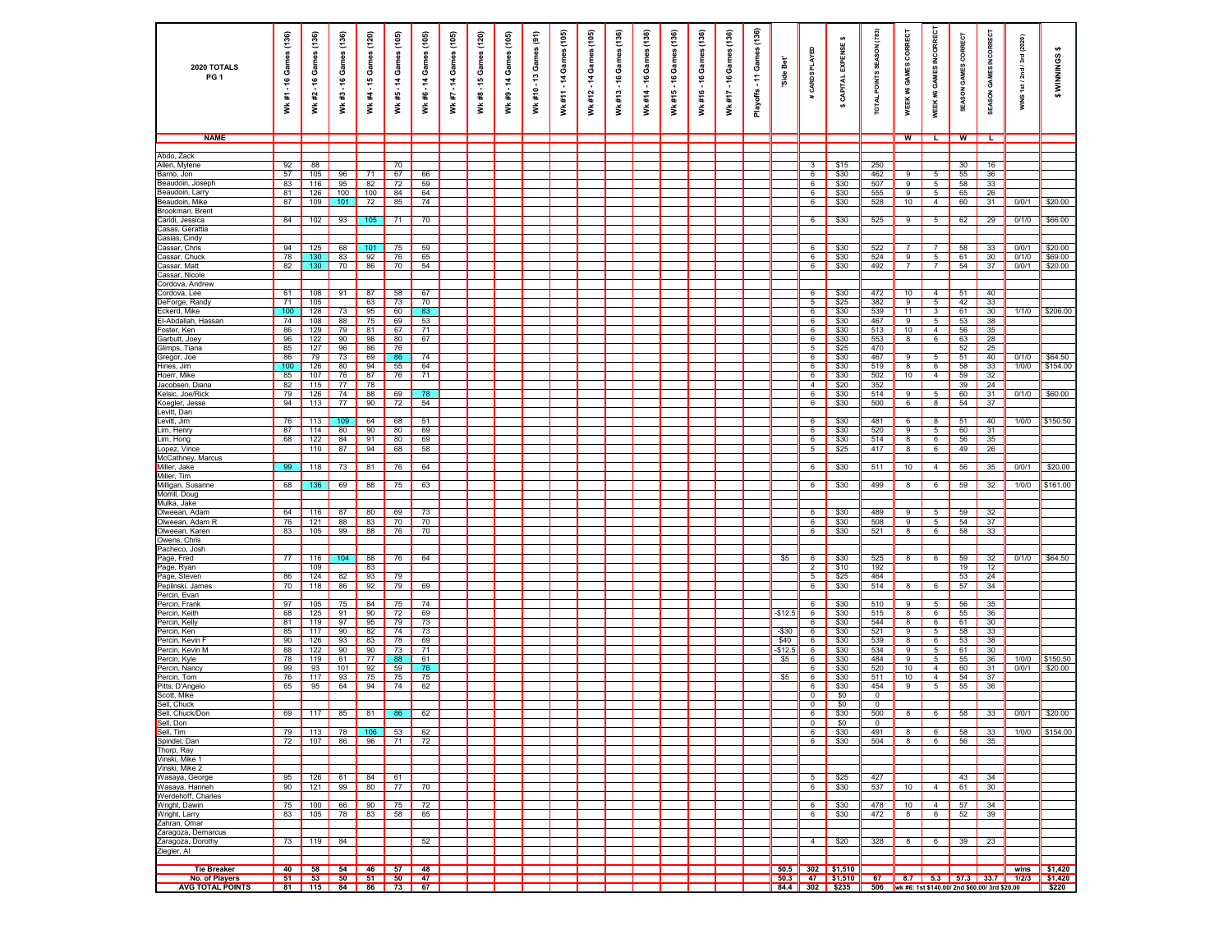| 2020 TOTALS PG 1 | Wk #1 - 16 Games (136) | Wk #2 - 16 Games (136) | Wk #3 - 16 Games (136) | Wk #4 - 15 Games (120) | Wk #5 - 14 Games (105) | Wk #6 - 14 Games (105) | Wk #7 - 14 Games (105) | Wk #8 - 15 Games (120) | Wk #9 - 14 Games (105) | Wk #10 - 13 Games (91) | Wk #11 - 14 Games (105) | Wk #12 - 14 Games (105) | Wk #13 - 16 Games (136) | Wk #14 - 16 Games (136) | Wk #15 - 16 Games (136) | Wk #16 - 16 Games (136) | Wk #17 - 16 Games (136) | Playoffs - 11 Games (136) | 'Side Bet' | # CARDS PLAYED | $ CAPITAL EXPENSE $ | TOTAL POINTS SEASON (783) | WEEK #6 GAMES CORRECT | WEEK #6 GAMES INCORRECT | SEASON GAMES CORRECT | SEASON GAMES INCORRECT | WINS 1st / 2nd / 3rd (2020) | $ WINNINGS $ |
|---|---|---|---|---|---|---|---|---|---|---|---|---|---|---|---|---|---|---|---|---|---|---|---|---|---|---|---|---|
| NAME | | | | | | | | | | | | | | | | | | | | | | | W | L | W | L | | |
| Abdo, Zack | | | | | | | | | | | | | | | | | | | | | | | | | | | | |
| Allen, Mylene | 92 | 88 | | | 70 | | | | | | | | | | | | | | | 3 | $15 | 250 | | | 30 | 16 | | |
| Barno, Jon | 57 | 105 | 96 | 71 | 67 | 66 | | | | | | | | | | | | | | 6 | $30 | 462 | 9 | 5 | 55 | 36 | | |
| Beaudoin, Joseph | 83 | 116 | 95 | 82 | 72 | 59 | | | | | | | | | | | | | | 6 | $30 | 507 | 9 | 5 | 58 | 33 | | |
| Beaudoin, Larry | 81 | 126 | 100 | 100 | 84 | 64 | | | | | | | | | | | | | | 6 | $30 | 555 | 9 | 5 | 65 | 26 | | |
| Beaudoin, Mike | 87 | 109 | 101 | 72 | 85 | 74 | | | | | | | | | | | | | | 6 | $30 | 528 | 10 | 4 | 60 | 31 | 0/0/1 | $20.00 |
| Brookman, Brent | | | | | | | | | | | | | | | | | | | | | | | | | | | | |
| Caridi, Jessica | 84 | 102 | 93 | 105 | 71 | 70 | | | | | | | | | | | | | | 6 | $30 | 525 | 9 | 5 | 62 | 29 | 0/1/0 | $66.00 |
| Casas, Gerattia | | | | | | | | | | | | | | | | | | | | | | | | | | | | |
| Casias, Cindy | | | | | | | | | | | | | | | | | | | | | | | | | | | | |
| Cassar, Chris | 94 | 125 | 68 | 101 | 75 | 59 | | | | | | | | | | | | | | 6 | $30 | 522 | 7 | 7 | 58 | 33 | 0/0/1 | $20.00 |
| Cassar, Chuck | 78 | 130 | 83 | 92 | 76 | 65 | | | | | | | | | | | | | | 6 | $30 | 524 | 9 | 5 | 61 | 30 | 0/1/0 | $69.00 |
| Cassar, Matt | 82 | 130 | 70 | 86 | 70 | 54 | | | | | | | | | | | | | | 6 | $30 | 492 | 7 | 7 | 54 | 37 | 0/0/1 | $20.00 |
| Cassar, Nicole | | | | | | | | | | | | | | | | | | | | | | | | | | | | |
| Cordova, Andrew | | | | | | | | | | | | | | | | | | | | | | | | | | | | |
| Cordova, Lee | 61 | 108 | 91 | 87 | 58 | 67 | | | | | | | | | | | | | | 6 | $30 | 472 | 10 | 4 | 51 | 40 | | |
| DeForge, Randy | 71 | 105 | | 63 | 73 | 70 | | | | | | | | | | | | | | 5 | $25 | 382 | 9 | 5 | 42 | 33 | | |
| Eckerd, Mike | 100 | 128 | 73 | 95 | 60 | 83 | | | | | | | | | | | | | | 6 | $30 | 539 | 11 | 3 | 61 | 30 | 1/1/0 | $206.00 |
| El-Abdallah, Hassan | 74 | 108 | 88 | 75 | 69 | 53 | | | | | | | | | | | | | | 6 | $30 | 467 | 9 | 5 | 53 | 38 | | |
| Foster, Ken | 86 | 129 | 79 | 81 | 67 | 71 | | | | | | | | | | | | | | 6 | $30 | 513 | 10 | 4 | 56 | 35 | | |
| Garbutt, Joey | 96 | 122 | 90 | 98 | 80 | 67 | | | | | | | | | | | | | | 6 | $30 | 553 | 8 | 6 | 63 | 28 | | |
| Glimps, Tiana | 85 | 127 | 96 | 86 | 76 | | | | | | | | | | | | | | | 5 | $25 | 470 | | | 52 | 25 | | |
| Gregor, Joe | 86 | 79 | 73 | 69 | 86 | 74 | | | | | | | | | | | | | | 6 | $30 | 467 | 9 | 5 | 51 | 40 | 0/1/0 | $64.50 |
| Hines, Jim | 100 | 126 | 80 | 94 | 55 | 64 | | | | | | | | | | | | | | 6 | $30 | 519 | 8 | 6 | 58 | 33 | 1/0/0 | $154.00 |
| Hoerr, Mike | 85 | 107 | 76 | 87 | 76 | 71 | | | | | | | | | | | | | | 6 | $30 | 502 | 10 | 4 | 59 | 32 | | |
| Jacobsen, Diana | 82 | 115 | 77 | 78 | | | | | | | | | | | | | | | | 4 | $20 | 352 | | | 39 | 24 | | |
| Kelsic, Joe/Rick | 79 | 126 | 74 | 88 | 69 | 78 | | | | | | | | | | | | | | 6 | $30 | 514 | 9 | 5 | 60 | 31 | 0/1/0 | $60.00 |
| Koegler, Jesse | 94 | 113 | 77 | 90 | 72 | 54 | | | | | | | | | | | | | | 6 | $30 | 500 | 6 | 8 | 54 | 37 | | |
| Levitt, Dan | | | | | | | | | | | | | | | | | | | | | | | | | | | | |
| Levitt, Jim | 76 | 113 | 109 | 64 | 68 | 51 | | | | | | | | | | | | | | 6 | $30 | 481 | 6 | 8 | 51 | 40 | 1/0/0 | $150.50 |
| Lim, Henry | 87 | 114 | 80 | 90 | 80 | 69 | | | | | | | | | | | | | | 6 | $30 | 520 | 9 | 5 | 60 | 31 | | |
| Lim, Hong | 68 | 122 | 84 | 91 | 80 | 69 | | | | | | | | | | | | | | 6 | $30 | 514 | 8 | 6 | 56 | 35 | | |
| Lopez, Vince | | 110 | 87 | 94 | 68 | 58 | | | | | | | | | | | | | | 5 | $25 | 417 | 8 | 6 | 49 | 26 | | |
| McCathney, Marcus | | | | | | | | | | | | | | | | | | | | | | | | | | | | |
| Miller, Jake | 99 | 118 | 73 | 81 | 76 | 64 | | | | | | | | | | | | | | 6 | $30 | 511 | 10 | 4 | 56 | 35 | 0/0/1 | $20.00 |
| Miller, Tim | | | | | | | | | | | | | | | | | | | | | | | | | | | | |
| Milligan, Susanne | 68 | 136 | 69 | 88 | 75 | 63 | | | | | | | | | | | | | | 6 | $30 | 499 | 8 | 6 | 59 | 32 | 1/0/0 | $161.00 |
| Morrill, Doug | | | | | | | | | | | | | | | | | | | | | | | | | | | | |
| Mulka, Jake | | | | | | | | | | | | | | | | | | | | | | | | | | | | |
| Olweean, Adam | 64 | 116 | 87 | 80 | 69 | 73 | | | | | | | | | | | | | | 6 | $30 | 489 | 9 | 5 | 59 | 32 | | |
| Olweean, Adam R | 76 | 121 | 88 | 83 | 70 | 70 | | | | | | | | | | | | | | 6 | $30 | 508 | 9 | 5 | 54 | 37 | | |
| Olweean, Karen | 83 | 105 | 99 | 88 | 76 | 70 | | | | | | | | | | | | | | 6 | $30 | 521 | 8 | 6 | 58 | 33 | | |
| Owens, Chris | | | | | | | | | | | | | | | | | | | | | | | | | | | | |
| Pacheco, Josh | | | | | | | | | | | | | | | | | | | | | | | | | | | | |
| Page, Fred | 77 | 116 | 104 | 88 | 76 | 64 | | | | | | | | | | | | | $5 | 6 | $30 | 525 | 8 | 6 | 59 | 32 | 0/1/0 | $64.50 |
| Page, Ryan | | 109 | | 83 | | | | | | | | | | | | | | | | 2 | $10 | 192 | | | 19 | 12 | | |
| Page, Steven | 86 | 124 | 82 | 93 | 79 | | | | | | | | | | | | | | | 5 | $25 | 464 | | | 53 | 24 | | |
| Peplinski, James | 70 | 118 | 86 | 92 | 79 | 69 | | | | | | | | | | | | | | 6 | $30 | 514 | 8 | 6 | 57 | 34 | | |
| Percin, Evan | | | | | | | | | | | | | | | | | | | | | | | | | | | | |
| Percin, Frank | 97 | 105 | 75 | 84 | 75 | 74 | | | | | | | | | | | | | | 6 | $30 | 510 | 9 | 5 | 56 | 35 | | |
| Percin, Keith | 68 | 125 | 91 | 90 | 72 | 69 | | | | | | | | | | | | | -$12.5 | 6 | $30 | 515 | 8 | 6 | 55 | 36 | | |
| Percin, Kelly | 81 | 119 | 97 | 95 | 79 | 73 | | | | | | | | | | | | | | 6 | $30 | 544 | 8 | 6 | 61 | 30 | | |
| Percin, Ken | 85 | 117 | 90 | 82 | 74 | 73 | | | | | | | | | | | | | -$30 | 6 | $30 | 521 | 9 | 5 | 58 | 33 | | |
| Percin, Kevin F | 90 | 126 | 93 | 83 | 78 | 69 | | | | | | | | | | | | | $40 | 6 | $30 | 539 | 8 | 6 | 53 | 38 | | |
| Percin, Kevin M | 88 | 122 | 90 | 90 | 73 | 71 | | | | | | | | | | | | | -$12.5 | 6 | $30 | 534 | 9 | 5 | 61 | 30 | | |
| Percin, Kyle | 78 | 119 | 61 | 77 | 88 | 61 | | | | | | | | | | | | | $5 | 6 | $30 | 484 | 9 | 5 | 55 | 36 | 1/0/0 | $150.50 |
| Percin, Nancy | 99 | 93 | 101 | 92 | 59 | 76 | | | | | | | | | | | | | | 6 | $30 | 520 | 10 | 4 | 60 | 31 | 0/0/1 | $20.00 |
| Percin, Tom | 76 | 117 | 93 | 75 | 75 | 75 | | | | | | | | | | | | | $5 | 6 | $30 | 511 | 10 | 4 | 54 | 37 | | |
| Pitts, D'Angelo | 65 | 95 | 64 | 94 | 74 | 62 | | | | | | | | | | | | | | 6 | $30 | 454 | 9 | 5 | 55 | 36 | | |
| Scott, Mike | | | | | | | | | | | | | | | | | | | | 0 | $0 | 0 | | | | | | |
| Sell, Chuck | | | | | | | | | | | | | | | | | | | | 0 | $0 | 0 | | | | | | |
| Sell, Chuck/Don | 69 | 117 | 85 | 81 | 86 | 62 | | | | | | | | | | | | | | 6 | $30 | 500 | 8 | 6 | 58 | 33 | 0/0/1 | $20.00 |
| Sell, Don | | | | | | | | | | | | | | | | | | | | 0 | $0 | 0 | | | | | | |
| Sell, Tim | 79 | 113 | 78 | 106 | 53 | 62 | | | | | | | | | | | | | | 6 | $30 | 491 | 8 | 6 | 58 | 33 | 1/0/0 | $154.00 |
| Spindel, Dan | 72 | 107 | 86 | 96 | 71 | 72 | | | | | | | | | | | | | | 6 | $30 | 504 | 8 | 6 | 56 | 35 | | |
| Thorp, Ray | | | | | | | | | | | | | | | | | | | | | | | | | | | | |
| Vinski, Mike 1 | | | | | | | | | | | | | | | | | | | | | | | | | | | | |
| Vinski, Mike 2 | | | | | | | | | | | | | | | | | | | | | | | | | | | | |
| Wasaya, George | 95 | 126 | 61 | 84 | 61 | | | | | | | | | | | | | | | 5 | $25 | 427 | | | 43 | 34 | | |
| Wasaya, Hanneh | 90 | 121 | 99 | 80 | 77 | 70 | | | | | | | | | | | | | | 6 | $30 | 537 | 10 | 4 | 61 | 30 | | |
| Werdehoff, Charles | | | | | | | | | | | | | | | | | | | | | | | | | | | | |
| Wright, Dawin | 75 | 100 | 66 | 90 | 75 | 72 | | | | | | | | | | | | | | 6 | $30 | 478 | 10 | 4 | 57 | 34 | | |
| Wright, Larry | 83 | 105 | 78 | 83 | 58 | 65 | | | | | | | | | | | | | | 6 | $30 | 472 | 8 | 6 | 52 | 39 | | |
| Zahran, Omar | | | | | | | | | | | | | | | | | | | | | | | | | | | | |
| Zaragoza, Demarcus | | | | | | | | | | | | | | | | | | | | | | | | | | | | |
| Zaragoza, Dorothy | 73 | 119 | 84 | | | 52 | | | | | | | | | | | | | | 4 | $20 | 328 | 8 | 6 | 39 | 23 | | |
| Ziegler, Al | | | | | | | | | | | | | | | | | | | | | | | | | | | | |
| **Tie Breaker** | 40 | 58 | 54 | 46 | 57 | 48 | | | | | | | | | | | | | 50.5 | 302 | $1,510 | | | | | | wins | $1,420 |
| **No. of Players** | 51 | 53 | 50 | 51 | 50 | 47 | | | | | | | | | | | | | 50.3 | 47 | $1,510 | 67 | 8.7 | 5.3 | 57.3 | 33.7 | 1/2/3 | $1,420 |
| **AVG TOTAL POINTS** | 81 | 115 | 84 | 86 | 73 | 67 | | | | | | | | | | | | | 84.4 | 302 | $235 | 506 | wk #6: 1st $140.00/ 2nd $60.00/ 3rd $20.00 | | | | | $220 |